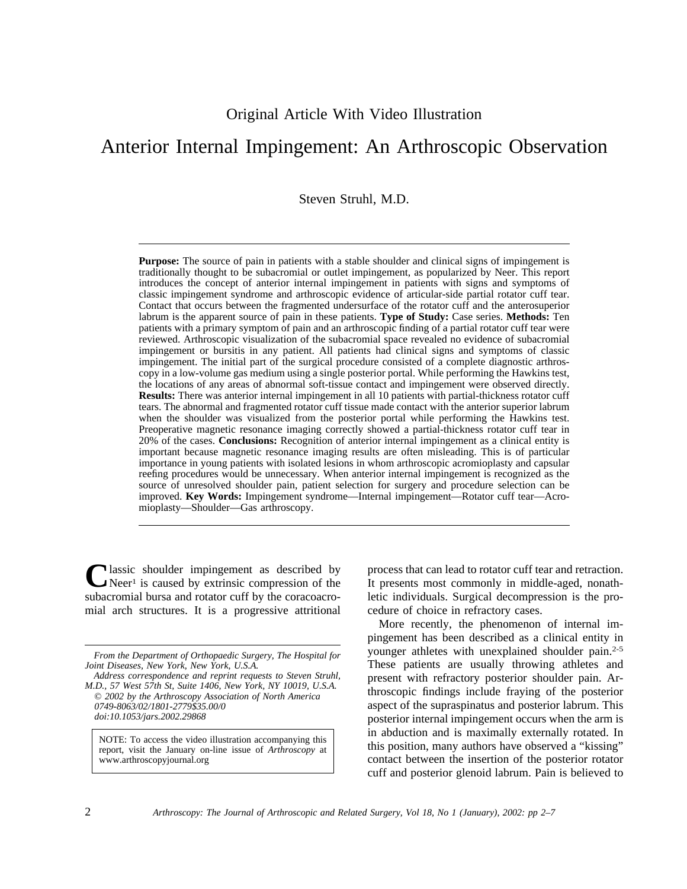Original Article With Video Illustration

# Anterior Internal Impingement: An Arthroscopic Observation

Steven Struhl, M.D.

---

**Purpose:** The source of pain in patients with a stable shoulder and clinical signs of impingement is traditionally thought to be subacromial or outlet impingement, as popularized by Neer. This report introduces the concept of anterior internal impingement in patients with signs and symptoms of classic impingement syndrome and arthroscopic evidence of articular-side partial rotator cuff tear. Contact that occurs between the fragmented undersurface of the rotator cuff and the anterosuperior labrum is the apparent source of pain in these patients. **Type of Study:** Case series. **Methods:** Ten patients with a primary symptom of pain and an arthroscopic finding of a partial rotator cuff tear were reviewed. Arthroscopic visualization of the subacromial space revealed no evidence of subacromial impingement or bursitis in any patient. All patients had clinical signs and symptoms of classic impingement. The initial part of the surgical procedure consisted of a complete diagnostic arthroscopy in a low-volume gas medium using a single posterior portal. While performing the Hawkins test, the locations of any areas of abnormal soft-tissue contact and impingement were observed directly. **Results:** There was anterior internal impingement in all 10 patients with partial-thickness rotator cuff tears. The abnormal and fragmented rotator cuff tissue made contact with the anterior superior labrum when the shoulder was visualized from the posterior portal while performing the Hawkins test. Preoperative magnetic resonance imaging correctly showed a partial-thickness rotator cuff tear in 20% of the cases. **Conclusions:** Recognition of anterior internal impingement as a clinical entity is important because magnetic resonance imaging results are often misleading. This is of particular importance in young patients with isolated lesions in whom arthroscopic acromioplasty and capsular reefing procedures would be unnecessary. When anterior internal impingement is recognized as the source of unresolved shoulder pain, patient selection for surgery and procedure selection can be improved. **Key Words:** Impingement syndrome—Internal impingement—Rotator cuff tear—Acromioplasty—Shoulder—Gas arthroscopy.

---

Classic shoulder impingement as described by Neer[1] is caused by extrinsic compression of the subacromial bursa and rotator cuff by the coracoacromial arch structures. It is a progressive attritional process that can lead to rotator cuff tear and retraction. It presents most commonly in middle-aged, nonathletic individuals. Surgical decompression is the procedure of choice in refractory cases.

More recently, the phenomenon of internal impingement has been described as a clinical entity in younger athletes with unexplained shoulder pain.[2-5] These patients are usually throwing athletes and present with refractory posterior shoulder pain. Arthroscopic findings include fraying of the posterior aspect of the supraspinatus and posterior labrum. This posterior internal impingement occurs when the arm is in abduction and is maximally externally rotated. In this position, many authors have observed a "kissing" contact between the insertion of the posterior rotator cuff and posterior glenoid labrum. Pain is believed to

---

*From the Department of Orthopaedic Surgery, The Hospital for Joint Diseases, New York, New York, U.S.A.*

*Address correspondence and reprint requests to Steven Struhl, M.D., 57 West 57th St, Suite 1406, New York, NY 10019, U.S.A.*

*© 2002 by the Arthroscopy Association of North America*

*0749-8063/02/1801-2779$35.00/0*

*doi:10.1053/jars.2002.29868*

NOTE: To access the video illustration accompanying this report, visit the January on-line issue of *Arthroscopy* at www.arthroscopyjournal.org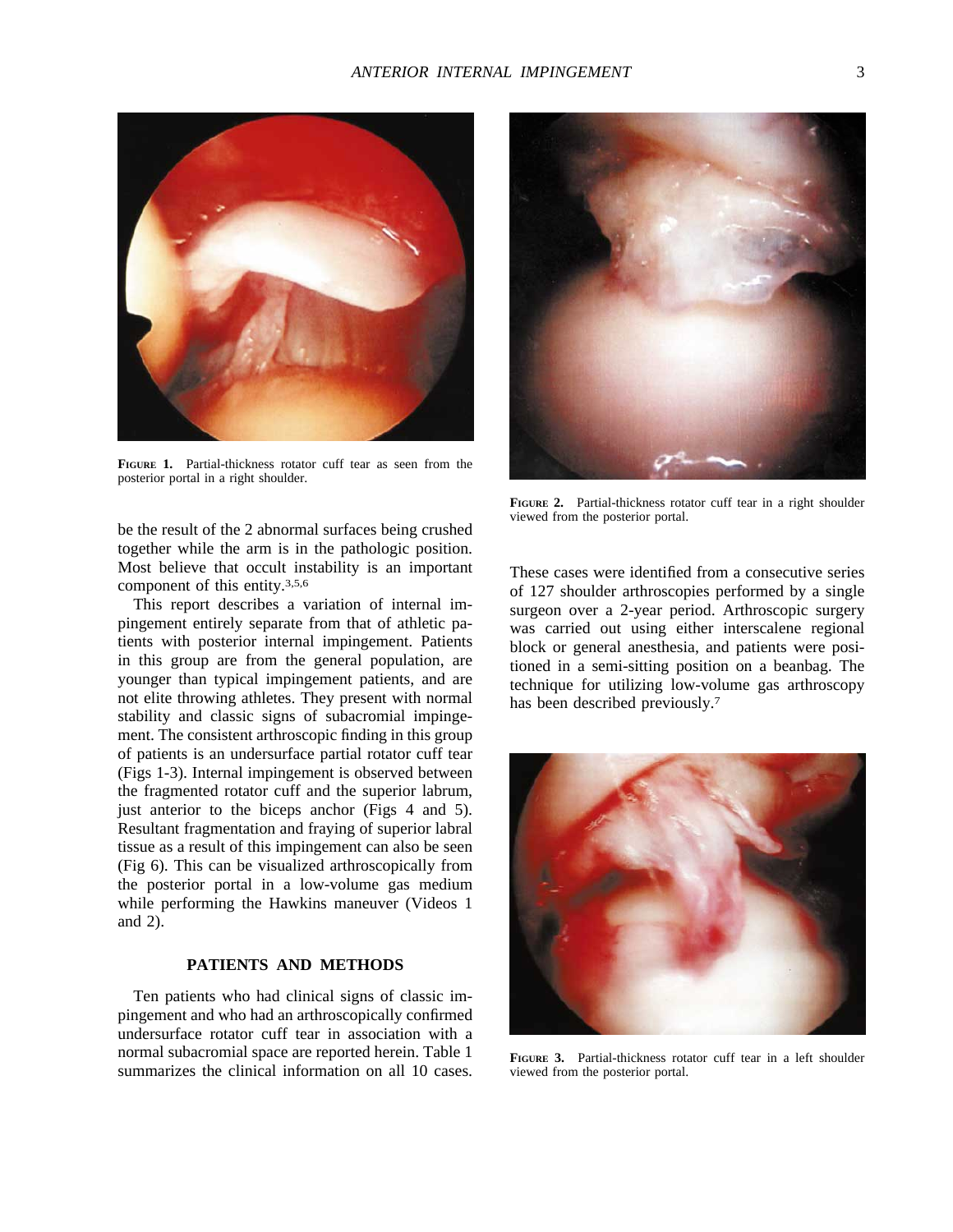FIGURE 1. Partial-thickness rotator cuff tear as seen from the posterior portal in a right shoulder.

FIGURE 2. Partial-thickness rotator cuff tear in a right shoulder viewed from the posterior portal.

be the result of the 2 abnormal surfaces being crushed together while the arm is in the pathologic position. Most believe that occult instability is an important component of this entity.[3,5,6]

This report describes a variation of internal impingement entirely separate from that of athletic patients with posterior internal impingement. Patients in this group are from the general population, are younger than typical impingement patients, and are not elite throwing athletes. They present with normal stability and classic signs of subacromial impingement. The consistent arthroscopic finding in this group of patients is an undersurface partial rotator cuff tear (Figs 1-3). Internal impingement is observed between the fragmented rotator cuff and the superior labrum, just anterior to the biceps anchor (Figs 4 and 5). Resultant fragmentation and fraying of superior labral tissue as a result of this impingement can also be seen (Fig 6). This can be visualized arthroscopically from the posterior portal in a low-volume gas medium while performing the Hawkins maneuver (Videos 1 and 2).

## PATIENTS AND METHODS

Ten patients who had clinical signs of classic impingement and who had an arthroscopically confirmed undersurface rotator cuff tear in association with a normal subacromial space are reported herein. Table 1 summarizes the clinical information on all 10 cases. These cases were identified from a consecutive series of 127 shoulder arthroscopies performed by a single surgeon over a 2-year period. Arthroscopic surgery was carried out using either interscalene regional block or general anesthesia, and patients were positioned in a semi-sitting position on a beanbag. The technique for utilizing low-volume gas arthroscopy has been described previously.[7]

FIGURE 3. Partial-thickness rotator cuff tear in a left shoulder viewed from the posterior portal.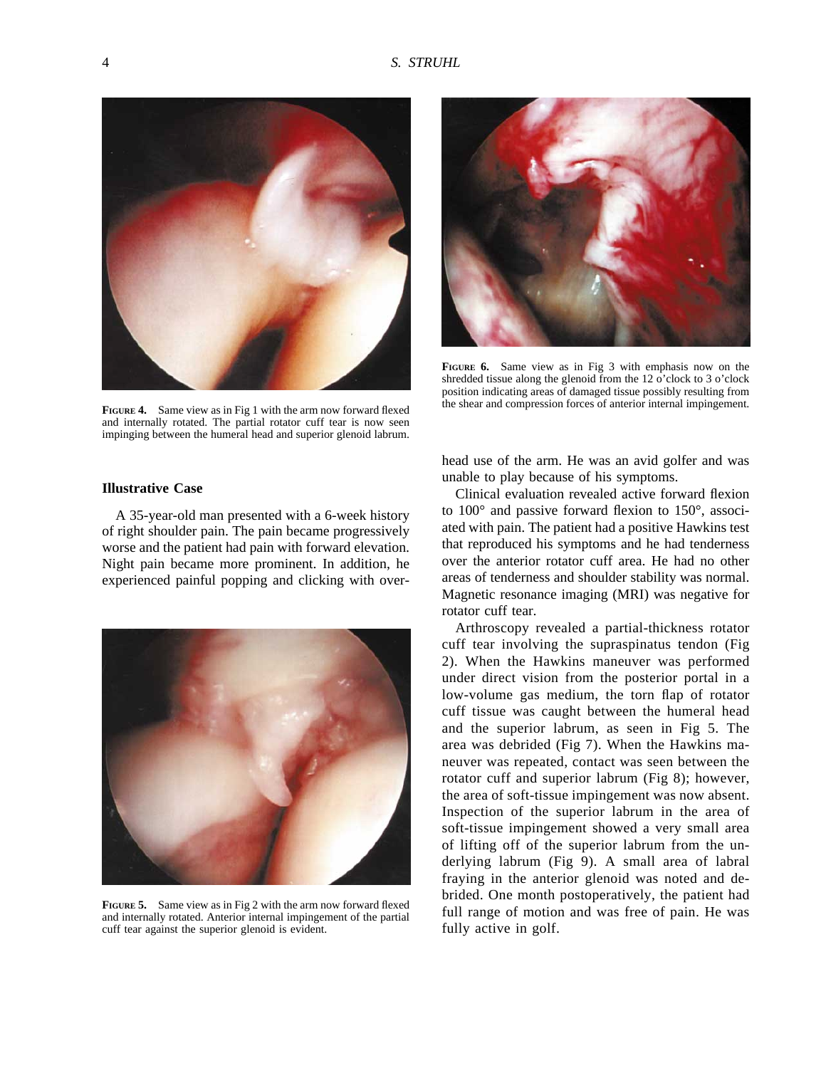**FIGURE 4.** Same view as in Fig 1 with the arm now forward flexed and internally rotated. The partial rotator cuff tear is now seen impinging between the humeral head and superior glenoid labrum.

**FIGURE 6.** Same view as in Fig 3 with emphasis now on the shredded tissue along the glenoid from the 12 o'clock to 3 o'clock position indicating areas of damaged tissue possibly resulting from the shear and compression forces of anterior internal impingement.

### Illustrative Case

A 35-year-old man presented with a 6-week history of right shoulder pain. The pain became progressively worse and the patient had pain with forward elevation. Night pain became more prominent. In addition, he experienced painful popping and clicking with overhead use of the arm. He was an avid golfer and was unable to play because of his symptoms.

Clinical evaluation revealed active forward flexion to 100° and passive forward flexion to 150°, associated with pain. The patient had a positive Hawkins test that reproduced his symptoms and he had tenderness over the anterior rotator cuff area. He had no other areas of tenderness and shoulder stability was normal. Magnetic resonance imaging (MRI) was negative for rotator cuff tear.

Arthroscopy revealed a partial-thickness rotator cuff tear involving the supraspinatus tendon (Fig 2). When the Hawkins maneuver was performed under direct vision from the posterior portal in a low-volume gas medium, the torn flap of rotator cuff tissue was caught between the humeral head and the superior labrum, as seen in Fig 5. The area was debrided (Fig 7). When the Hawkins maneuver was repeated, contact was seen between the rotator cuff and superior labrum (Fig 8); however, the area of soft-tissue impingement was now absent. Inspection of the superior labrum in the area of soft-tissue impingement showed a very small area of lifting off of the superior labrum from the underlying labrum (Fig 9). A small area of labral fraying in the anterior glenoid was noted and debrided. One month postoperatively, the patient had full range of motion and was free of pain. He was fully active in golf.

**FIGURE 5.** Same view as in Fig 2 with the arm now forward flexed and internally rotated. Anterior internal impingement of the partial cuff tear against the superior glenoid is evident.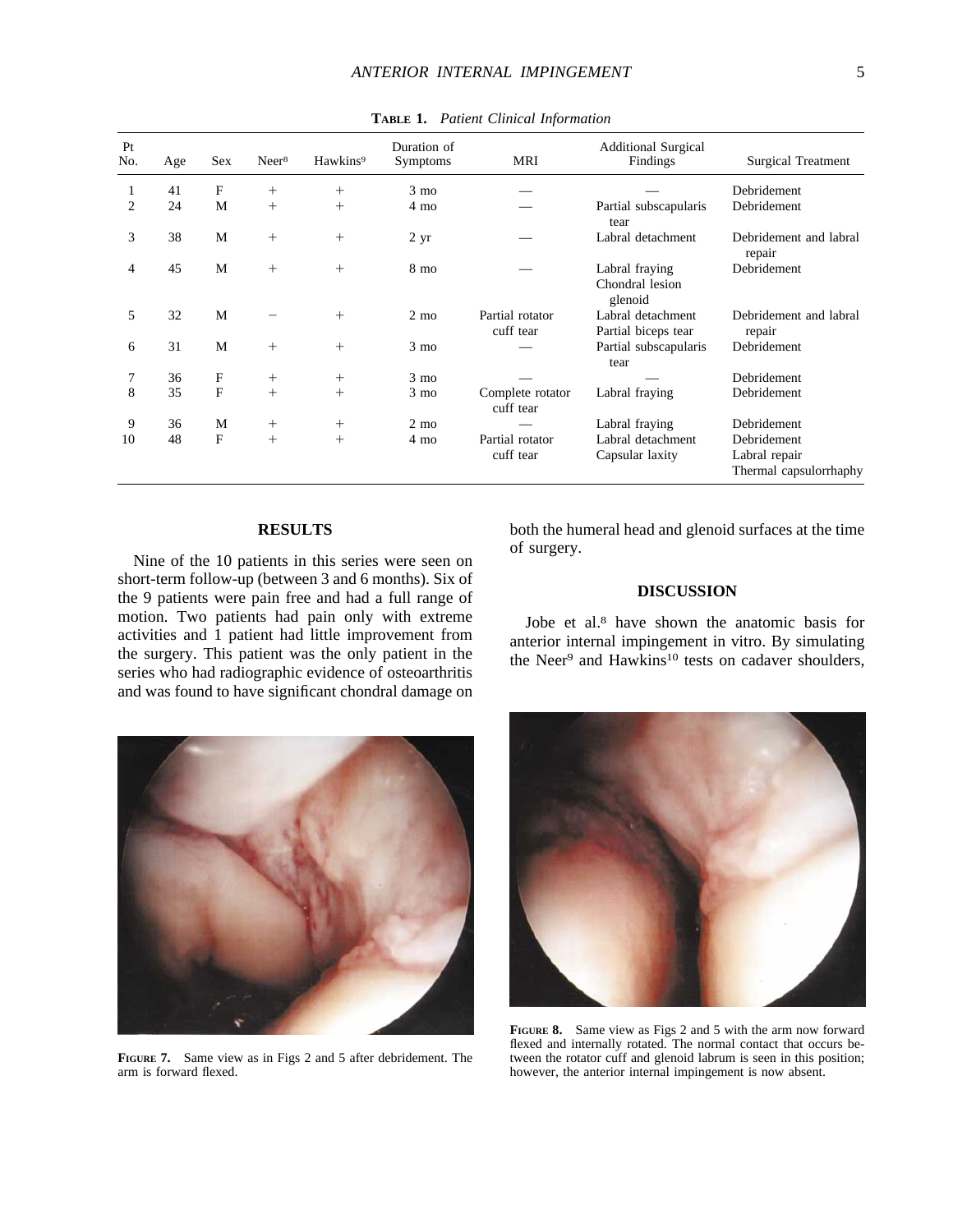**TABLE 1.** *Patient Clinical Information*

| Pt No. | Age | Sex | Neer[8] | Hawkins[9] | Duration of Symptoms | MRI | Additional Surgical Findings | Surgical Treatment |
|---|---|---|---|---|---|---|---|---|
| 1 | 41 | F | + | + | 3 mo | — | — | Debridement |
| 2 | 24 | M | + | + | 4 mo | — | Partial subscapularis tear | Debridement |
| 3 | 38 | M | + | + | 2 yr | — | Labral detachment | Debridement and labral repair |
| 4 | 45 | M | + | + | 8 mo | — | Labral fraying Chondral lesion glenoid | Debridement |
| 5 | 32 | M | − | + | 2 mo | Partial rotator cuff tear | Labral detachment Partial biceps tear | Debridement and labral repair |
| 6 | 31 | M | + | + | 3 mo | — | Partial subscapularis tear | Debridement |
| 7 | 36 | F | + | + | 3 mo | — | — | Debridement |
| 8 | 35 | F | + | + | 3 mo | Complete rotator cuff tear | Labral fraying | Debridement |
| 9 | 36 | M | + | + | 2 mo | — | Labral fraying | Debridement |
| 10 | 48 | F | + | + | 4 mo | Partial rotator cuff tear | Labral detachment Capsular laxity | Debridement Labral repair Thermal capsulorrhaphy |

## RESULTS

Nine of the 10 patients in this series were seen on short-term follow-up (between 3 and 6 months). Six of the 9 patients were pain free and had a full range of motion. Two patients had pain only with extreme activities and 1 patient had little improvement from the surgery. This patient was the only patient in the series who had radiographic evidence of osteoarthritis and was found to have significant chondral damage on both the humeral head and glenoid surfaces at the time of surgery.

## DISCUSSION

Jobe et al.[8] have shown the anatomic basis for anterior internal impingement in vitro. By simulating the Neer[9] and Hawkins[10] tests on cadaver shoulders,

**FIGURE 7.** Same view as in Figs 2 and 5 after debridement. The arm is forward flexed.

**FIGURE 8.** Same view as Figs 2 and 5 with the arm now forward flexed and internally rotated. The normal contact that occurs between the rotator cuff and glenoid labrum is seen in this position; however, the anterior internal impingement is now absent.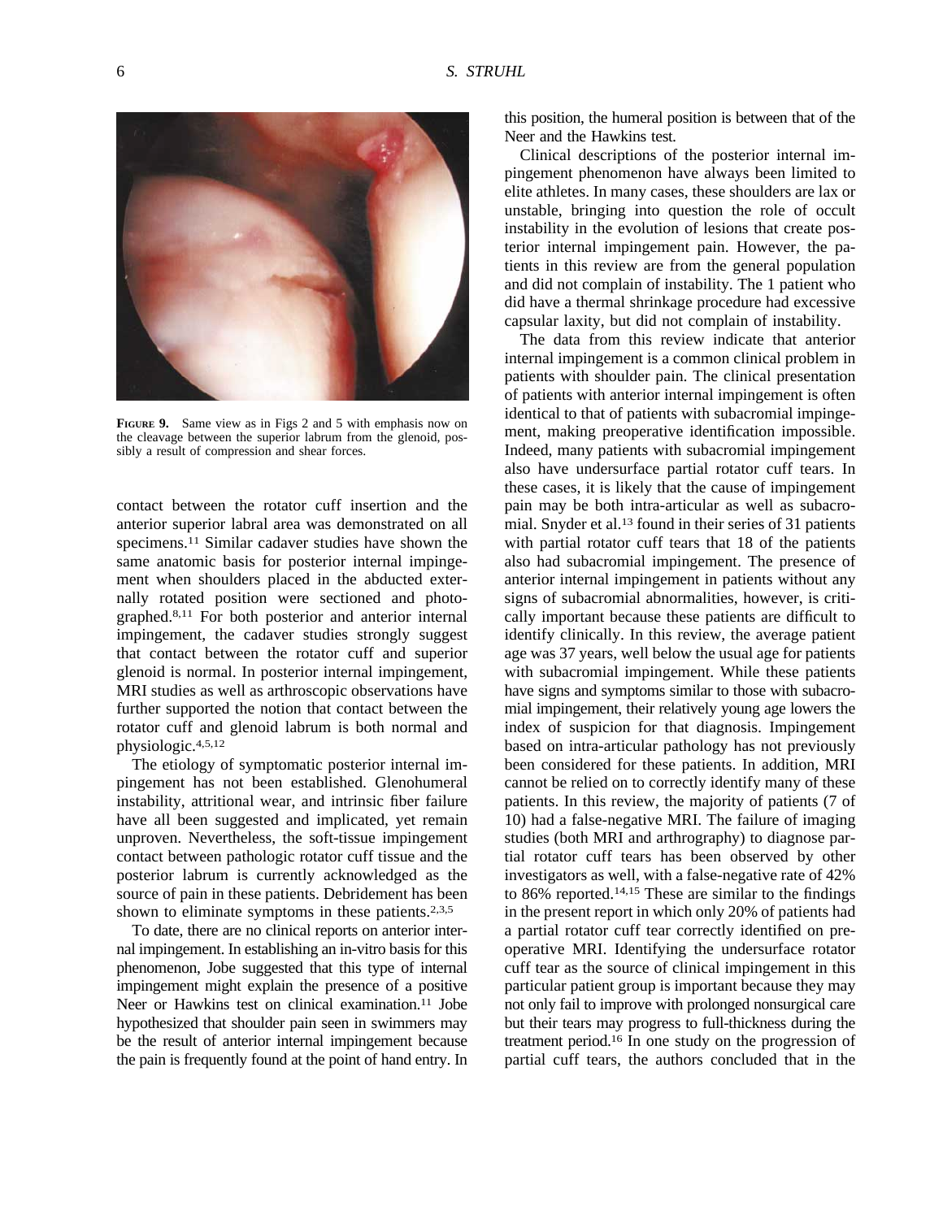**FIGURE 9.** Same view as in Figs 2 and 5 with emphasis now on the cleavage between the superior labrum from the glenoid, possibly a result of compression and shear forces.

contact between the rotator cuff insertion and the anterior superior labral area was demonstrated on all specimens.[11] Similar cadaver studies have shown the same anatomic basis for posterior internal impingement when shoulders placed in the abducted externally rotated position were sectioned and photographed.[8,11] For both posterior and anterior internal impingement, the cadaver studies strongly suggest that contact between the rotator cuff and superior glenoid is normal. In posterior internal impingement, MRI studies as well as arthroscopic observations have further supported the notion that contact between the rotator cuff and glenoid labrum is both normal and physiologic.[4,5,12]

The etiology of symptomatic posterior internal impingement has not been established. Glenohumeral instability, attritional wear, and intrinsic fiber failure have all been suggested and implicated, yet remain unproven. Nevertheless, the soft-tissue impingement contact between pathologic rotator cuff tissue and the posterior labrum is currently acknowledged as the source of pain in these patients. Debridement has been shown to eliminate symptoms in these patients.[2,3,5]

To date, there are no clinical reports on anterior internal impingement. In establishing an in-vitro basis for this phenomenon, Jobe suggested that this type of internal impingement might explain the presence of a positive Neer or Hawkins test on clinical examination.[11] Jobe hypothesized that shoulder pain seen in swimmers may be the result of anterior internal impingement because the pain is frequently found at the point of hand entry. In this position, the humeral position is between that of the Neer and the Hawkins test.

Clinical descriptions of the posterior internal impingement phenomenon have always been limited to elite athletes. In many cases, these shoulders are lax or unstable, bringing into question the role of occult instability in the evolution of lesions that create posterior internal impingement pain. However, the patients in this review are from the general population and did not complain of instability. The 1 patient who did have a thermal shrinkage procedure had excessive capsular laxity, but did not complain of instability.

The data from this review indicate that anterior internal impingement is a common clinical problem in patients with shoulder pain. The clinical presentation of patients with anterior internal impingement is often identical to that of patients with subacromial impingement, making preoperative identification impossible. Indeed, many patients with subacromial impingement also have undersurface partial rotator cuff tears. In these cases, it is likely that the cause of impingement pain may be both intra-articular as well as subacromial. Snyder et al.[13] found in their series of 31 patients with partial rotator cuff tears that 18 of the patients also had subacromial impingement. The presence of anterior internal impingement in patients without any signs of subacromial abnormalities, however, is critically important because these patients are difficult to identify clinically. In this review, the average patient age was 37 years, well below the usual age for patients with subacromial impingement. While these patients have signs and symptoms similar to those with subacromial impingement, their relatively young age lowers the index of suspicion for that diagnosis. Impingement based on intra-articular pathology has not previously been considered for these patients. In addition, MRI cannot be relied on to correctly identify many of these patients. In this review, the majority of patients (7 of 10) had a false-negative MRI. The failure of imaging studies (both MRI and arthrography) to diagnose partial rotator cuff tears has been observed by other investigators as well, with a false-negative rate of 42% to 86% reported.[14,15] These are similar to the findings in the present report in which only 20% of patients had a partial rotator cuff tear correctly identified on preoperative MRI. Identifying the undersurface rotator cuff tear as the source of clinical impingement in this particular patient group is important because they may not only fail to improve with prolonged nonsurgical care but their tears may progress to full-thickness during the treatment period.[16] In one study on the progression of partial cuff tears, the authors concluded that in the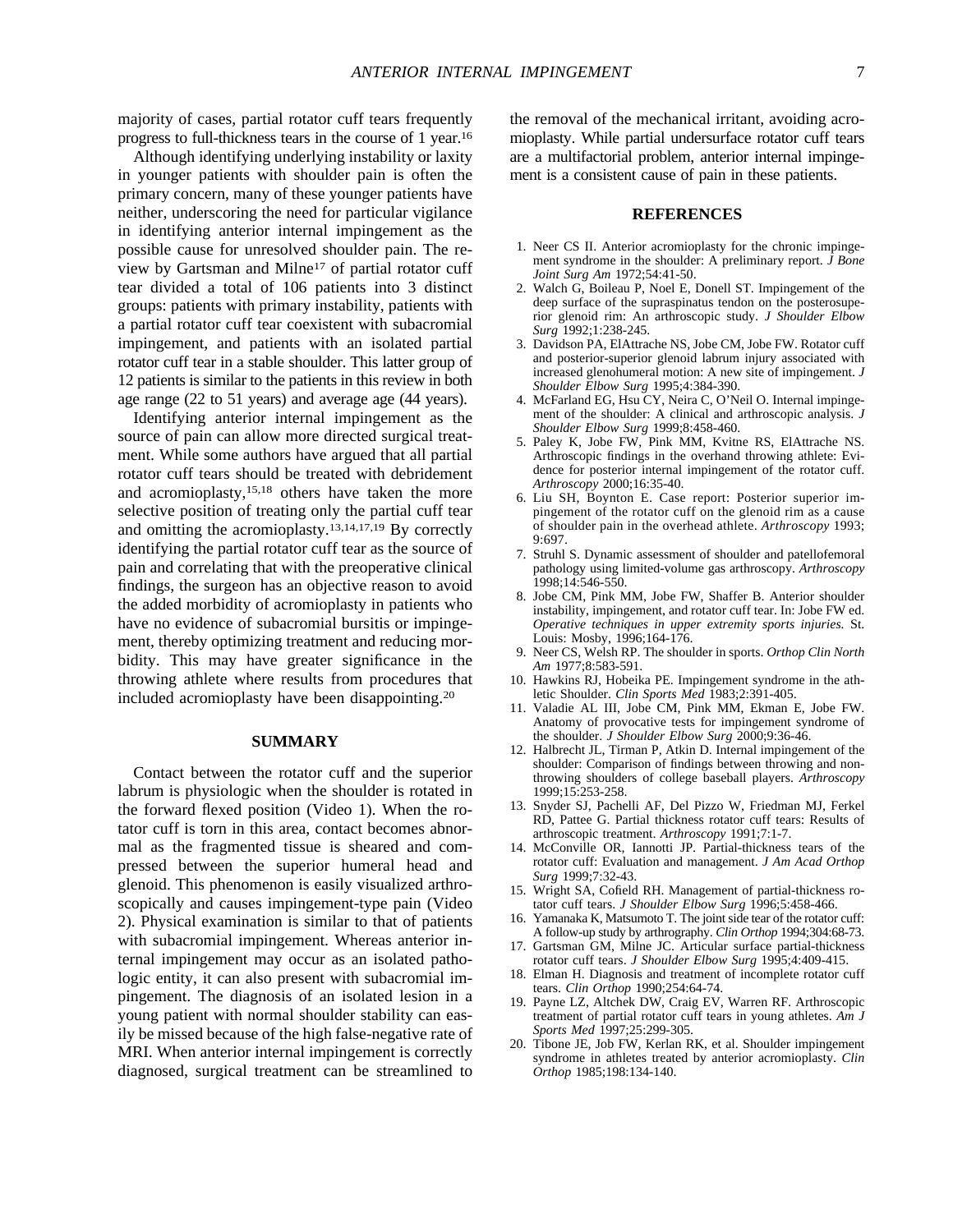majority of cases, partial rotator cuff tears frequently progress to full-thickness tears in the course of 1 year.[16]

Although identifying underlying instability or laxity in younger patients with shoulder pain is often the primary concern, many of these younger patients have neither, underscoring the need for particular vigilance in identifying anterior internal impingement as the possible cause for unresolved shoulder pain. The review by Gartsman and Milne[17] of partial rotator cuff tear divided a total of 106 patients into 3 distinct groups: patients with primary instability, patients with a partial rotator cuff tear coexistent with subacromial impingement, and patients with an isolated partial rotator cuff tear in a stable shoulder. This latter group of 12 patients is similar to the patients in this review in both age range (22 to 51 years) and average age (44 years).

Identifying anterior internal impingement as the source of pain can allow more directed surgical treatment. While some authors have argued that all partial rotator cuff tears should be treated with debridement and acromioplasty,[15,18] others have taken the more selective position of treating only the partial cuff tear and omitting the acromioplasty.[13,14,17,19] By correctly identifying the partial rotator cuff tear as the source of pain and correlating that with the preoperative clinical findings, the surgeon has an objective reason to avoid the added morbidity of acromioplasty in patients who have no evidence of subacromial bursitis or impingement, thereby optimizing treatment and reducing morbidity. This may have greater significance in the throwing athlete where results from procedures that included acromioplasty have been disappointing.[20]

## SUMMARY

Contact between the rotator cuff and the superior labrum is physiologic when the shoulder is rotated in the forward flexed position (Video 1). When the rotator cuff is torn in this area, contact becomes abnormal as the fragmented tissue is sheared and compressed between the superior humeral head and glenoid. This phenomenon is easily visualized arthroscopically and causes impingement-type pain (Video 2). Physical examination is similar to that of patients with subacromial impingement. Whereas anterior internal impingement may occur as an isolated pathologic entity, it can also present with subacromial impingement. The diagnosis of an isolated lesion in a young patient with normal shoulder stability can easily be missed because of the high false-negative rate of MRI. When anterior internal impingement is correctly diagnosed, surgical treatment can be streamlined to the removal of the mechanical irritant, avoiding acromioplasty. While partial undersurface rotator cuff tears are a multifactorial problem, anterior internal impingement is a consistent cause of pain in these patients.

## REFERENCES

1. Neer CS II. Anterior acromioplasty for the chronic impingement syndrome in the shoulder: A preliminary report. *J Bone Joint Surg Am* 1972;54:41-50.
2. Walch G, Boileau P, Noel E, Donell ST. Impingement of the deep surface of the supraspinatus tendon on the posterosuperior glenoid rim: An arthroscopic study. *J Shoulder Elbow Surg* 1992;1:238-245.
3. Davidson PA, ElAttrache NS, Jobe CM, Jobe FW. Rotator cuff and posterior-superior glenoid labrum injury associated with increased glenohumeral motion: A new site of impingement. *J Shoulder Elbow Surg* 1995;4:384-390.
4. McFarland EG, Hsu CY, Neira C, O'Neil O. Internal impingement of the shoulder: A clinical and arthroscopic analysis. *J Shoulder Elbow Surg* 1999;8:458-460.
5. Paley K, Jobe FW, Pink MM, Kvitne RS, ElAttrache NS. Arthroscopic findings in the overhand throwing athlete: Evidence for posterior internal impingement of the rotator cuff. *Arthroscopy* 2000;16:35-40.
6. Liu SH, Boynton E. Case report: Posterior superior impingement of the rotator cuff on the glenoid rim as a cause of shoulder pain in the overhead athlete. *Arthroscopy* 1993; 9:697.
7. Struhl S. Dynamic assessment of shoulder and patellofemoral pathology using limited-volume gas arthroscopy. *Arthroscopy* 1998;14:546-550.
8. Jobe CM, Pink MM, Jobe FW, Shaffer B. Anterior shoulder instability, impingement, and rotator cuff tear. In: Jobe FW ed. *Operative techniques in upper extremity sports injuries.* St. Louis: Mosby, 1996;164-176.
9. Neer CS, Welsh RP. The shoulder in sports. *Orthop Clin North Am* 1977;8:583-591.
10. Hawkins RJ, Hobeika PE. Impingement syndrome in the athletic Shoulder. *Clin Sports Med* 1983;2:391-405.
11. Valadie AL III, Jobe CM, Pink MM, Ekman E, Jobe FW. Anatomy of provocative tests for impingement syndrome of the shoulder. *J Shoulder Elbow Surg* 2000;9:36-46.
12. Halbrecht JL, Tirman P, Atkin D. Internal impingement of the shoulder: Comparison of findings between throwing and nonthrowing shoulders of college baseball players. *Arthroscopy* 1999;15:253-258.
13. Snyder SJ, Pachelli AF, Del Pizzo W, Friedman MJ, Ferkel RD, Pattee G. Partial thickness rotator cuff tears: Results of arthroscopic treatment. *Arthroscopy* 1991;7:1-7.
14. McConville OR, Iannotti JP. Partial-thickness tears of the rotator cuff: Evaluation and management. *J Am Acad Orthop Surg* 1999;7:32-43.
15. Wright SA, Cofield RH. Management of partial-thickness rotator cuff tears. *J Shoulder Elbow Surg* 1996;5:458-466.
16. Yamanaka K, Matsumoto T. The joint side tear of the rotator cuff: A follow-up study by arthrography. *Clin Orthop* 1994;304:68-73.
17. Gartsman GM, Milne JC. Articular surface partial-thickness rotator cuff tears. *J Shoulder Elbow Surg* 1995;4:409-415.
18. Elman H. Diagnosis and treatment of incomplete rotator cuff tears. *Clin Orthop* 1990;254:64-74.
19. Payne LZ, Altchek DW, Craig EV, Warren RF. Arthroscopic treatment of partial rotator cuff tears in young athletes. *Am J Sports Med* 1997;25:299-305.
20. Tibone JE, Job FW, Kerlan RK, et al. Shoulder impingement syndrome in athletes treated by anterior acromioplasty. *Clin Orthop* 1985;198:134-140.